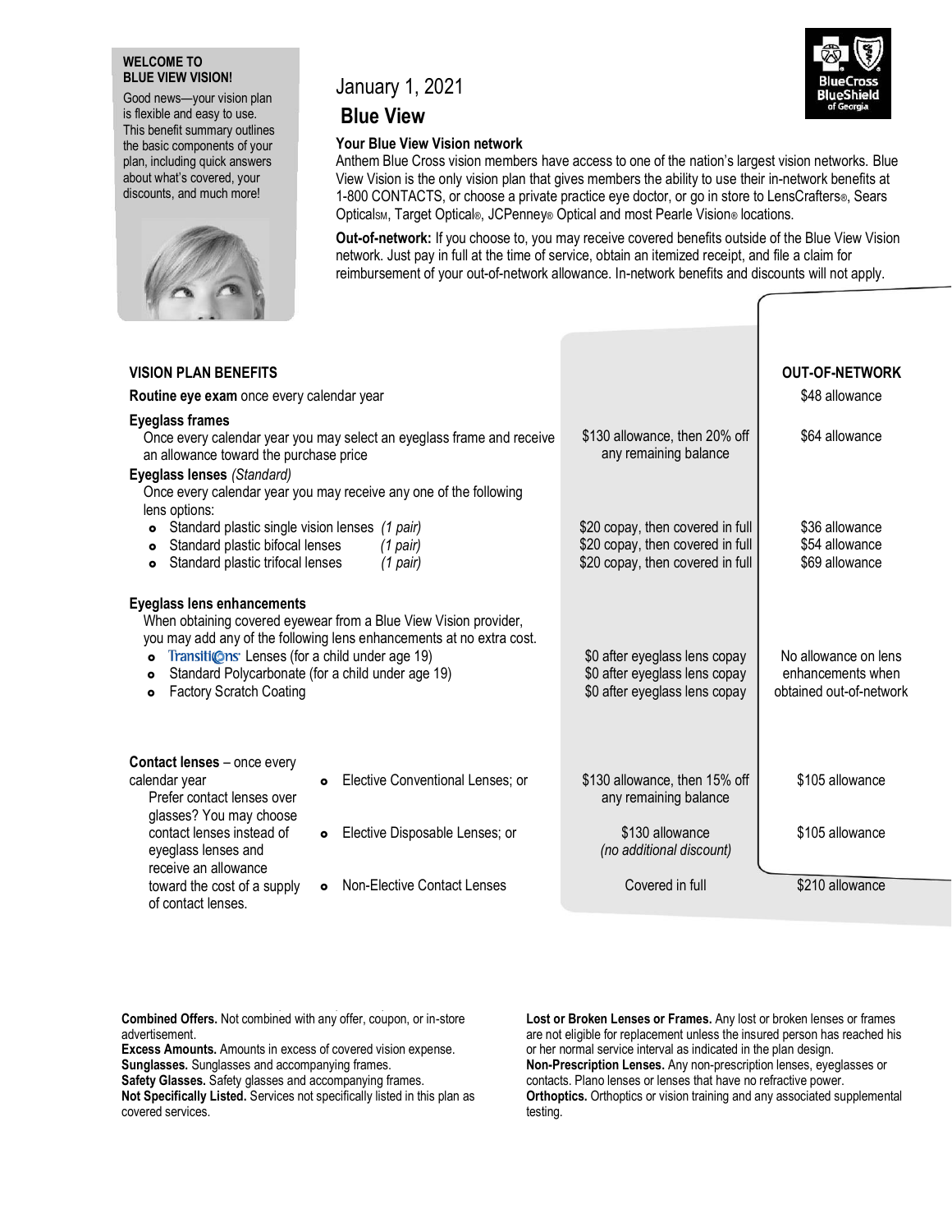**WELCOME TO BLUE VIEW VISION!**

Good news—your vision plan is flexible and easy to use. This benefit summary outlines the basic components of your plan, including quick answers about what's covered, your discounts, and much more!

January 1, 2021

# Blue View

### Your Blue View Vision network

Anthem Blue Cross vision members have access to one of the nation's largest vision networks. Blue View Vision is the only vision plan that gives members the ability to use their in-network benefits at 1-800 CONTACTS, or choose a private practice eye doctor, or go in store to LensCrafters®, Sears Optical℠, Target Optical®, JCPenney® Optical and most Pearle Vision® locations.

**Out-of-network:** If you choose to, you may receive covered benefits outside of the Blue View Vision network. Just pay in full at the time of service, obtain an itemized receipt, and file a claim for reimbursement of your out-of-network allowance. In-network benefits and discounts will not apply.

| VISION PLAN BENEFITS | | | OUT-OF-NETWORK |
|---|---|---|---|
| **Routine eye exam** once every calendar year | | | $48 allowance |
| **Eyeglass frames** Once every calendar year you may select an eyeglass frame and receive an allowance toward the purchase price | | $130 allowance, then 20% off any remaining balance | $64 allowance |
| **Eyeglass lenses** *(Standard)* Once every calendar year you may receive any one of the following lens options: | | | |
| • Standard plastic single vision lenses *(1 pair)* | | $20 copay, then covered in full | $36 allowance |
| • Standard plastic bifocal lenses *(1 pair)* | | $20 copay, then covered in full | $54 allowance |
| • Standard plastic trifocal lenses *(1 pair)* | | $20 copay, then covered in full | $69 allowance |
| **Eyeglass lens enhancements** When obtaining covered eyewear from a Blue View Vision provider, you may add any of the following lens enhancements at no extra cost. | | | |
| • Transitions Lenses (for a child under age 19) | | $0 after eyeglass lens copay | No allowance on lens enhancements when obtained out-of-network |
| • Standard Polycarbonate (for a child under age 19) | | $0 after eyeglass lens copay | |
| • Factory Scratch Coating | | $0 after eyeglass lens copay | |
| **Contact lenses** – once every calendar year. Prefer contact lenses over glasses? You may choose contact lenses instead of eyeglass lenses and receive an allowance toward the cost of a supply of contact lenses. | • Elective Conventional Lenses; or | $130 allowance, then 15% off any remaining balance | $105 allowance |
| | • Elective Disposable Lenses; or | $130 allowance *(no additional discount)* | $105 allowance |
| | • Non-Elective Contact Lenses | Covered in full | $210 allowance |

**Combined Offers.** Not combined with any offer, coupon, or in-store advertisement.
**Excess Amounts.** Amounts in excess of covered vision expense.
**Sunglasses.** Sunglasses and accompanying frames.
**Safety Glasses.** Safety glasses and accompanying frames.
**Not Specifically Listed.** Services not specifically listed in this plan as covered services.

**Lost or Broken Lenses or Frames.** Any lost or broken lenses or frames are not eligible for replacement unless the insured person has reached his or her normal service interval as indicated in the plan design.
**Non-Prescription Lenses.** Any non-prescription lenses, eyeglasses or contacts. Plano lenses or lenses that have no refractive power.
**Orthoptics.** Orthoptics or vision training and any associated supplemental testing.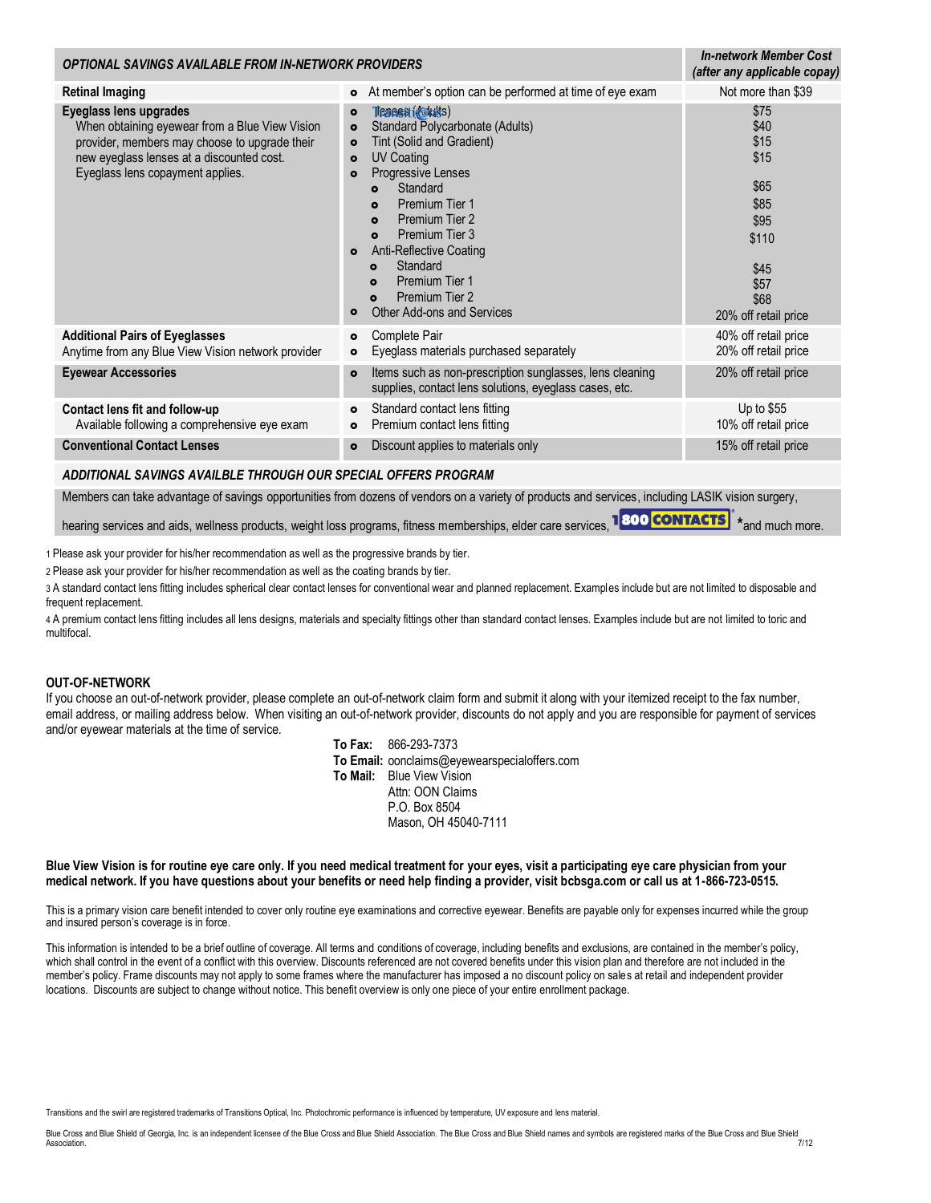| *OPTIONAL SAVINGS AVAILABLE FROM IN-NETWORK PROVIDERS* | | *In-network Member Cost (after any applicable copay)* |
|---|---|---|
| **Retinal Imaging** | • At member's option can be performed at time of eye exam | Not more than $39 |
| **Eyeglass lens upgrades** When obtaining eyewear from a Blue View Vision provider, members may choose to upgrade their new eyeglass lenses at a discounted cost. Eyeglass lens copayment applies. | • Transitions (Adults)<br>• Standard Polycarbonate (Adults)<br>• Tint (Solid and Gradient)<br>• UV Coating<br>• Progressive Lenses<br>  ◦ Standard<br>  ◦ Premium Tier 1<br>  ◦ Premium Tier 2<br>  ◦ Premium Tier 3<br>• Anti-Reflective Coating<br>  ◦ Standard<br>  ◦ Premium Tier 1<br>  ◦ Premium Tier 2<br>• Other Add-ons and Services | $75<br>$40<br>$15<br>$15<br><br>$65<br>$85<br>$95<br>$110<br><br>$45<br>$57<br>$68<br>20% off retail price |
| **Additional Pairs of Eyeglasses** Anytime from any Blue View Vision network provider | • Complete Pair<br>• Eyeglass materials purchased separately | 40% off retail price<br>20% off retail price |
| **Eyewear Accessories** | • Items such as non-prescription sunglasses, lens cleaning supplies, contact lens solutions, eyeglass cases, etc. | 20% off retail price |
| **Contact lens fit and follow-up** Available following a comprehensive eye exam | • Standard contact lens fitting<br>• Premium contact lens fitting | Up to $55<br>10% off retail price |
| **Conventional Contact Lenses** | • Discount applies to materials only | 15% off retail price |

***ADDITIONAL SAVINGS AVAILBLE THROUGH OUR SPECIAL OFFERS PROGRAM***

Members can take advantage of savings opportunities from dozens of vendors on a variety of products and services, including LASIK vision surgery, hearing services and aids, wellness products, weight loss programs, fitness memberships, elder care services, 1800 CONTACTS® *and much more.

1 Please ask your provider for his/her recommendation as well as the progressive brands by tier.

2 Please ask your provider for his/her recommendation as well as the coating brands by tier.

3 A standard contact lens fitting includes spherical clear contact lenses for conventional wear and planned replacement. Examples include but are not limited to disposable and frequent replacement.

4 A premium contact lens fitting includes all lens designs, materials and specialty fittings other than standard contact lenses. Examples include but are not limited to toric and multifocal.

**OUT-OF-NETWORK**

If you choose an out-of-network provider, please complete an out-of-network claim form and submit it along with your itemized receipt to the fax number, email address, or mailing address below. When visiting an out-of-network provider, discounts do not apply and you are responsible for payment of services and/or eyewear materials at the time of service.

**To Fax:** 866-293-7373
**To Email:** oonclaims@eyewearspecialoffers.com
**To Mail:** Blue View Vision
Attn: OON Claims
P.O. Box 8504
Mason, OH 45040-7111

**Blue View Vision is for routine eye care only. If you need medical treatment for your eyes, visit a participating eye care physician from your medical network. If you have questions about your benefits or need help finding a provider, visit bcbsga.com or call us at 1-866-723-0515.**

This is a primary vision care benefit intended to cover only routine eye examinations and corrective eyewear. Benefits are payable only for expenses incurred while the group and insured person's coverage is in force.

This information is intended to be a brief outline of coverage. All terms and conditions of coverage, including benefits and exclusions, are contained in the member's policy, which shall control in the event of a conflict with this overview. Discounts referenced are not covered benefits under this vision plan and therefore are not included in the member's policy. Frame discounts may not apply to some frames where the manufacturer has imposed a no discount policy on sales at retail and independent provider locations. Discounts are subject to change without notice. This benefit overview is only one piece of your entire enrollment package.

Transitions and the swirl are registered trademarks of Transitions Optical, Inc. Photochromic performance is influenced by temperature, UV exposure and lens material.

Blue Cross and Blue Shield of Georgia, Inc. is an independent licensee of the Blue Cross and Blue Shield Association. The Blue Cross and Blue Shield names and symbols are registered marks of the Blue Cross and Blue Shield Association. 7/12